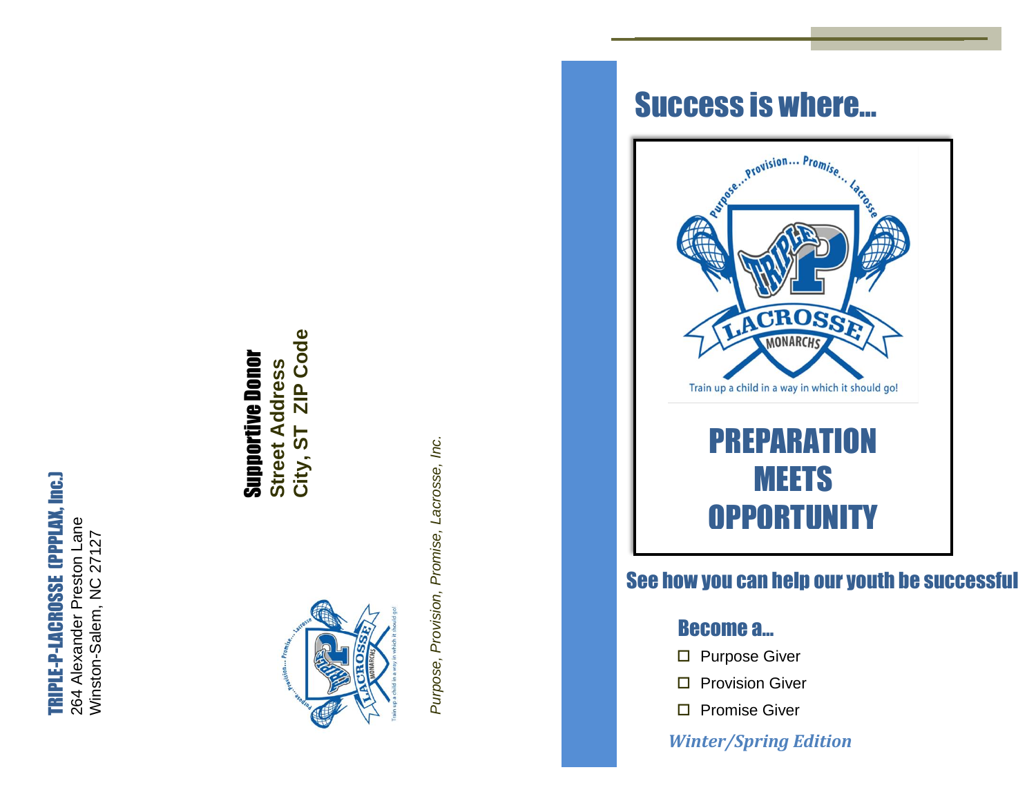**TRIPLE-P-LACROSSE (PPPLAX, Inc.)**
264 Alexander Preston Lane
Winston-Salem, NC 27127

**Supportive Donor**
**Street Address**
**City, ST ZIP Code**

*Purpose, Provision, Promise, Lacrosse, Inc.*

# Success is where...

Purpose...Provision... Promise... Lacrosse

TRIPLE P LACROSSE MONARCHS

Train up a child in a way in which it should go!

## PREPARATION MEETS OPPORTUNITY

## See how you can help our youth be successful

### Become a...

- ☐ Purpose Giver
- ☐ Provision Giver
- ☐ Promise Giver

***Winter/Spring Edition***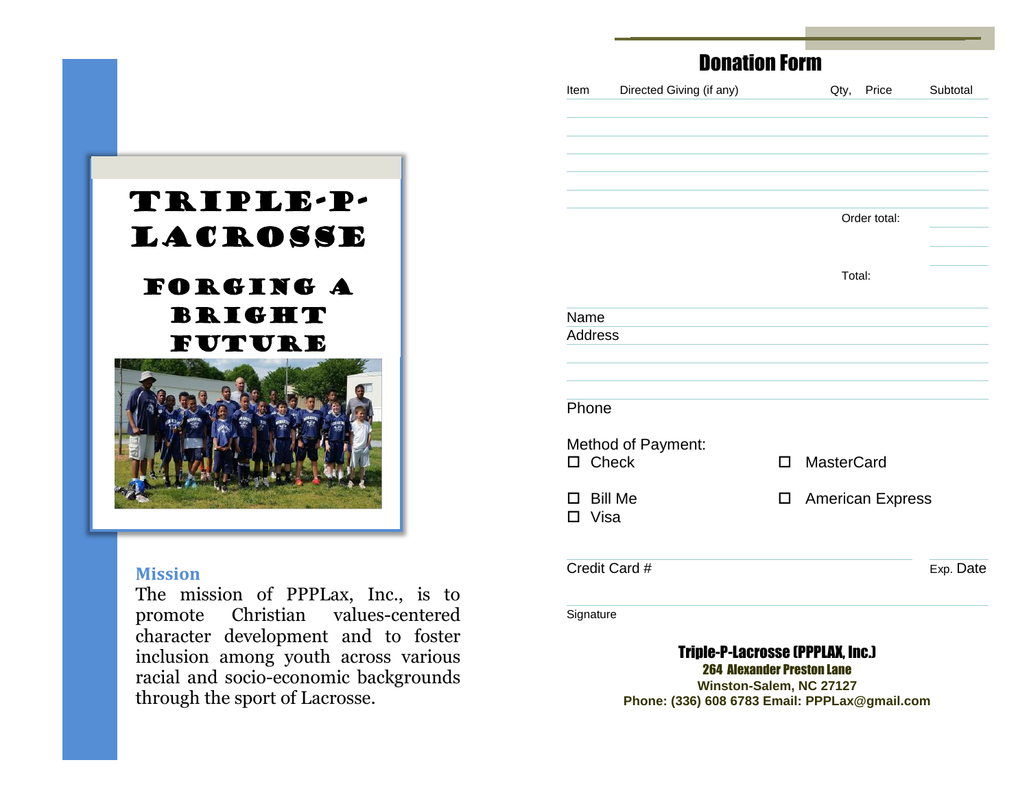# Triple-P-Lacrosse

## Forging a Bright Future

### Mission

The mission of PPPLax, Inc., is to promote Christian values-centered character development and to foster inclusion among youth across various racial and socio-economic backgrounds through the sport of Lacrosse.

## Donation Form

| Item | Directed Giving (if any) | Qty, | Price | Subtotal |
|---|---|---|---|---|
| | | | | |
| | | | | |
| | | | | |
| | | | | |
| | | | | |
| | | | | |

Order total:

Total:

Name

Address

Phone

Method of Payment:

- ☐ Check
- ☐ MasterCard
- ☐ Bill Me
- ☐ American Express
- ☐ Visa

Credit Card #

Exp. Date

Signature

**Triple-P-Lacrosse (PPPLAX, Inc.)**
**264 Alexander Preston Lane**
**Winston-Salem, NC 27127**
**Phone: (336) 608 6783 Email: PPPLax@gmail.com**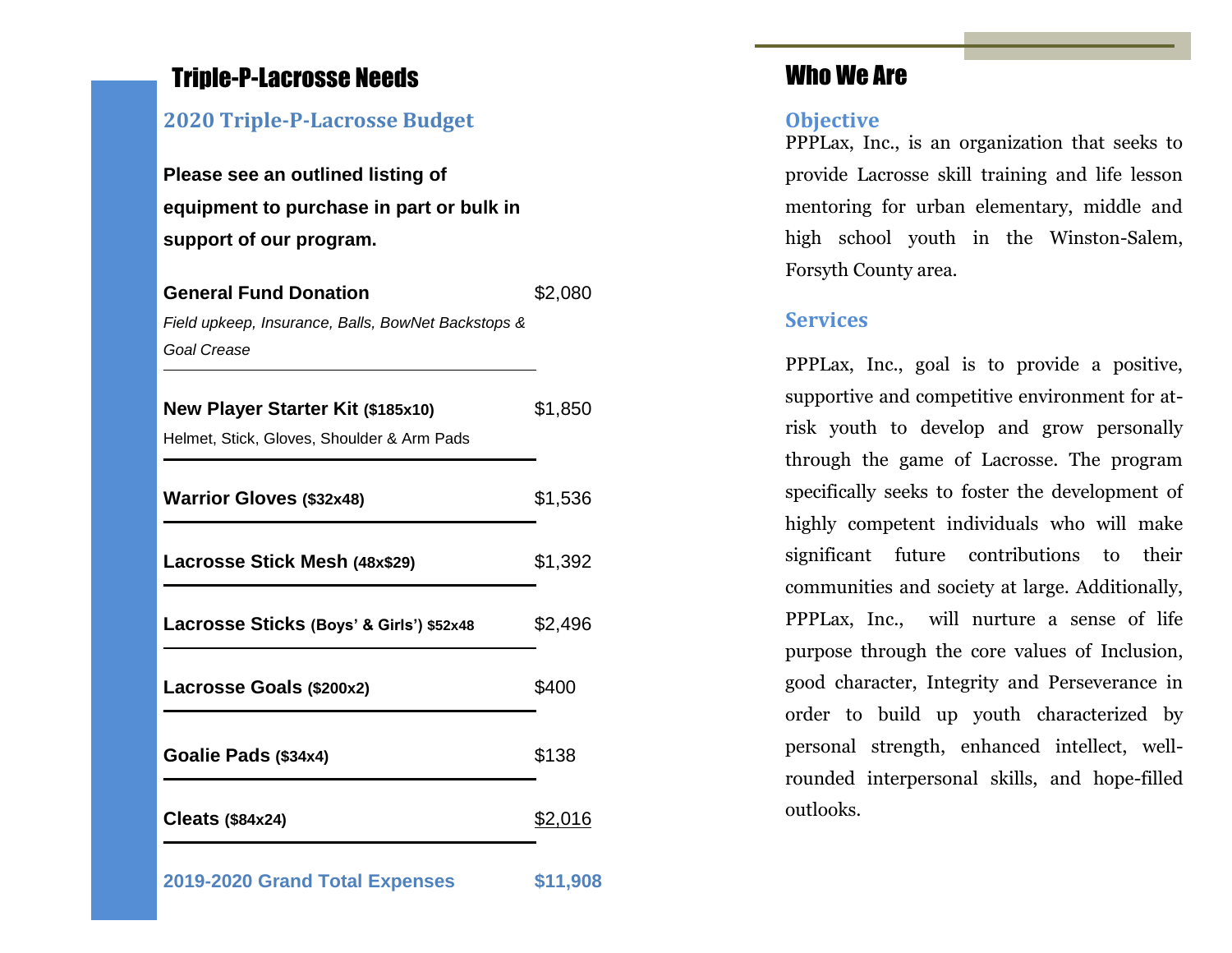## Triple-P-Lacrosse Needs

### 2020 Triple-P-Lacrosse Budget

**Please see an outlined listing of equipment to purchase in part or bulk in support of our program.**

| Item | Amount |
|---|---|
| **General Fund Donation**<br>*Field upkeep, Insurance, Balls, BowNet Backstops & Goal Crease* | $2,080 |
| **New Player Starter Kit (\$185x10)**<br>Helmet, Stick, Gloves, Shoulder & Arm Pads | $1,850 |
| **Warrior Gloves (\$32x48)** | $1,536 |
| **Lacrosse Stick Mesh (48x\$29)** | $1,392 |
| **Lacrosse Sticks (Boys' & Girls') \$52x48** | $2,496 |
| **Lacrosse Goals (\$200x2)** | $400 |
| **Goalie Pads (\$34x4)** | $138 |
| **Cleats (\$84x24)** | $2,016 |
| **2019-2020 Grand Total Expenses** | **$11,908** |

## Who We Are

### Objective

PPPLax, Inc., is an organization that seeks to provide Lacrosse skill training and life lesson mentoring for urban elementary, middle and high school youth in the Winston-Salem, Forsyth County area.

### Services

PPPLax, Inc., goal is to provide a positive, supportive and competitive environment for at-risk youth to develop and grow personally through the game of Lacrosse. The program specifically seeks to foster the development of highly competent individuals who will make significant future contributions to their communities and society at large. Additionally, PPPLax, Inc., will nurture a sense of life purpose through the core values of Inclusion, good character, Integrity and Perseverance in order to build up youth characterized by personal strength, enhanced intellect, well-rounded interpersonal skills, and hope-filled outlooks.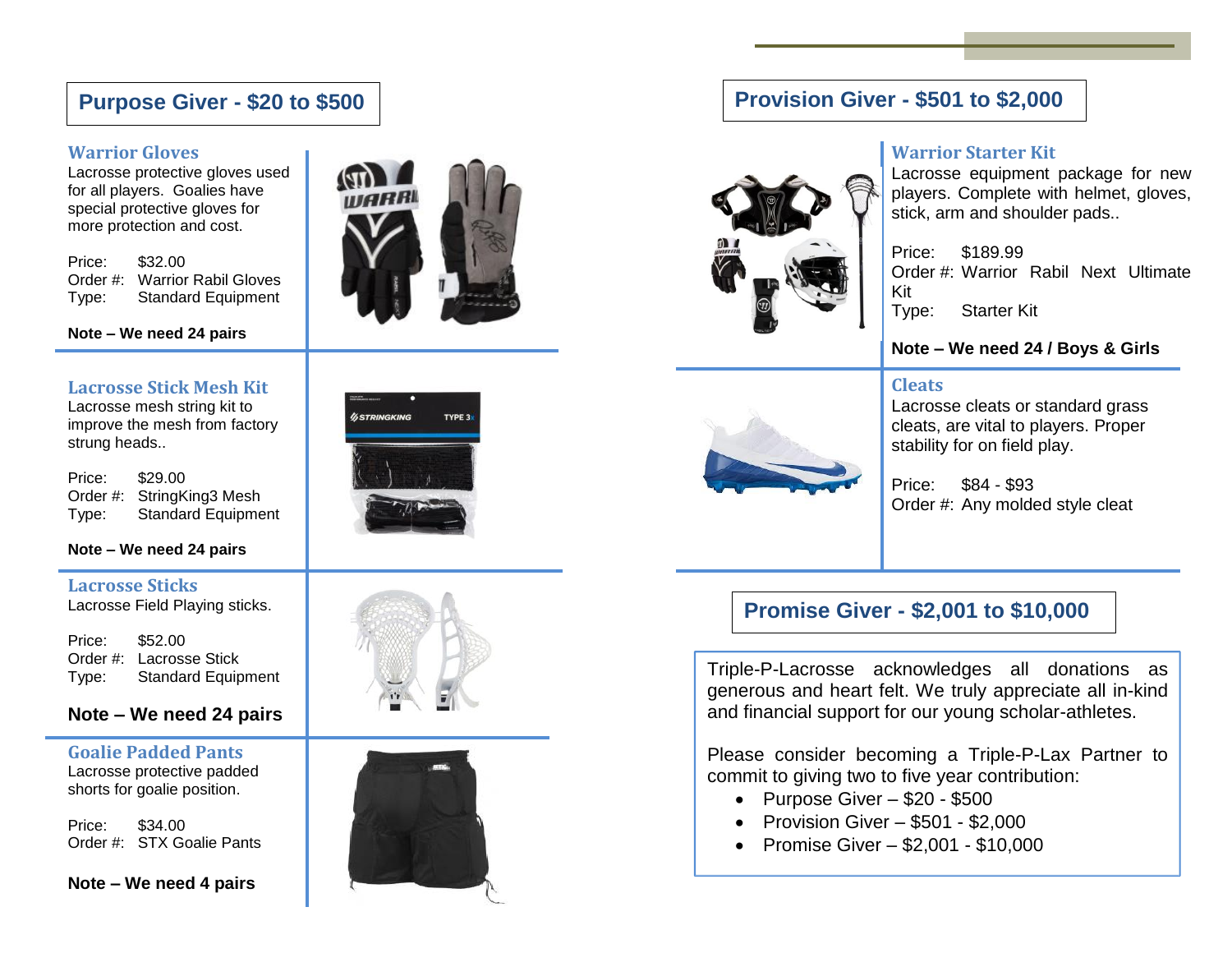## Purpose Giver - $20 to $500

### Warrior Gloves

Lacrosse protective gloves used for all players. Goalies have special protective gloves for more protection and cost.

Price: $32.00
Order #: Warrior Rabil Gloves
Type: Standard Equipment

**Note – We need 24 pairs**

### Lacrosse Stick Mesh Kit

Lacrosse mesh string kit to improve the mesh from factory strung heads..

Price: $29.00
Order #: StringKing3 Mesh
Type: Standard Equipment

**Note – We need 24 pairs**

### Lacrosse Sticks

Lacrosse Field Playing sticks.

Price: $52.00
Order #: Lacrosse Stick
Type: Standard Equipment

**Note – We need 24 pairs**

### Goalie Padded Pants

Lacrosse protective padded shorts for goalie position.

Price: $34.00
Order #: STX Goalie Pants

**Note – We need 4 pairs**

## Provision Giver - $501 to $2,000

### Warrior Starter Kit

Lacrosse equipment package for new players. Complete with helmet, gloves, stick, arm and shoulder pads..

Price: $189.99
Order #: Warrior Rabil Next Ultimate Kit
Type: Starter Kit

**Note – We need 24 / Boys & Girls**

### Cleats

Lacrosse cleats or standard grass cleats, are vital to players. Proper stability for on field play.

Price: $84 - $93
Order #: Any molded style cleat

## Promise Giver - $2,001 to $10,000

Triple-P-Lacrosse acknowledges all donations as generous and heart felt. We truly appreciate all in-kind and financial support for our young scholar-athletes.

Please consider becoming a Triple-P-Lax Partner to commit to giving two to five year contribution:

- Purpose Giver – $20 - $500
- Provision Giver – $501 - $2,000
- Promise Giver – $2,001 - $10,000